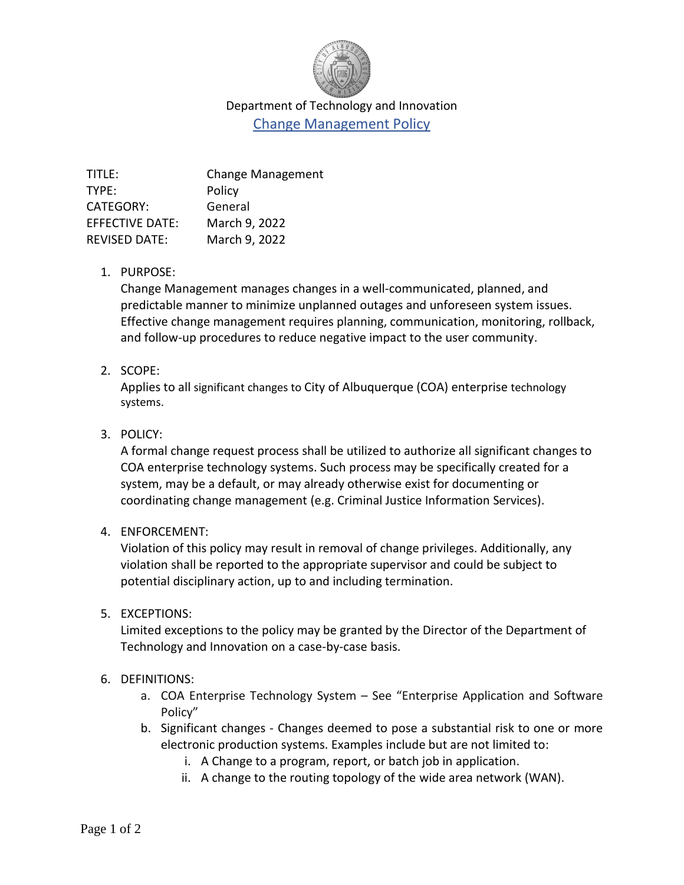Department of Technology and Innovation

# Change Management Policy

| | |
|---|---|
| TITLE: | Change Management |
| TYPE: | Policy |
| CATEGORY: | General |
| EFFECTIVE DATE: | March 9, 2022 |
| REVISED DATE: | March 9, 2022 |

1. PURPOSE:
   Change Management manages changes in a well-communicated, planned, and predictable manner to minimize unplanned outages and unforeseen system issues. Effective change management requires planning, communication, monitoring, rollback, and follow-up procedures to reduce negative impact to the user community.

2. SCOPE:
   Applies to all significant changes to City of Albuquerque (COA) enterprise technology systems.

3. POLICY:
   A formal change request process shall be utilized to authorize all significant changes to COA enterprise technology systems. Such process may be specifically created for a system, may be a default, or may already otherwise exist for documenting or coordinating change management (e.g. Criminal Justice Information Services).

4. ENFORCEMENT:
   Violation of this policy may result in removal of change privileges. Additionally, any violation shall be reported to the appropriate supervisor and could be subject to potential disciplinary action, up to and including termination.

5. EXCEPTIONS:
   Limited exceptions to the policy may be granted by the Director of the Department of Technology and Innovation on a case-by-case basis.

6. DEFINITIONS:
   a. COA Enterprise Technology System – See "Enterprise Application and Software Policy"
   b. Significant changes - Changes deemed to pose a substantial risk to one or more electronic production systems. Examples include but are not limited to:
      i. A Change to a program, report, or batch job in application.
      ii. A change to the routing topology of the wide area network (WAN).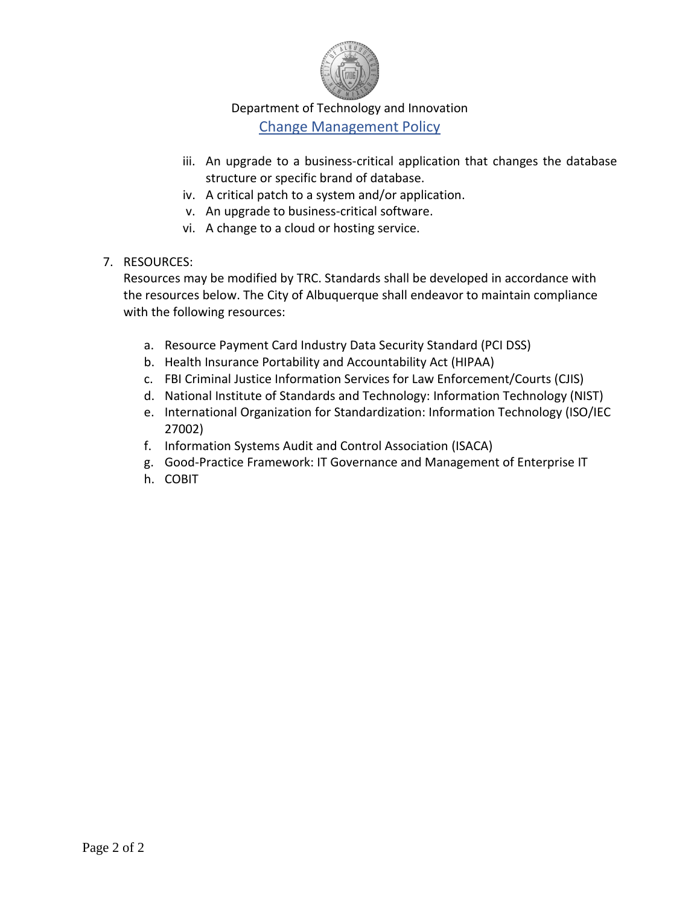iii. An upgrade to a business-critical application that changes the database structure or specific brand of database.
iv. A critical patch to a system and/or application.
v. An upgrade to business-critical software.
vi. A change to a cloud or hosting service.

7. RESOURCES:

   Resources may be modified by TRC. Standards shall be developed in accordance with the resources below. The City of Albuquerque shall endeavor to maintain compliance with the following resources:

   a. Resource Payment Card Industry Data Security Standard (PCI DSS)
   b. Health Insurance Portability and Accountability Act (HIPAA)
   c. FBI Criminal Justice Information Services for Law Enforcement/Courts (CJIS)
   d. National Institute of Standards and Technology: Information Technology (NIST)
   e. International Organization for Standardization: Information Technology (ISO/IEC 27002)
   f. Information Systems Audit and Control Association (ISACA)
   g. Good-Practice Framework: IT Governance and Management of Enterprise IT
   h. COBIT